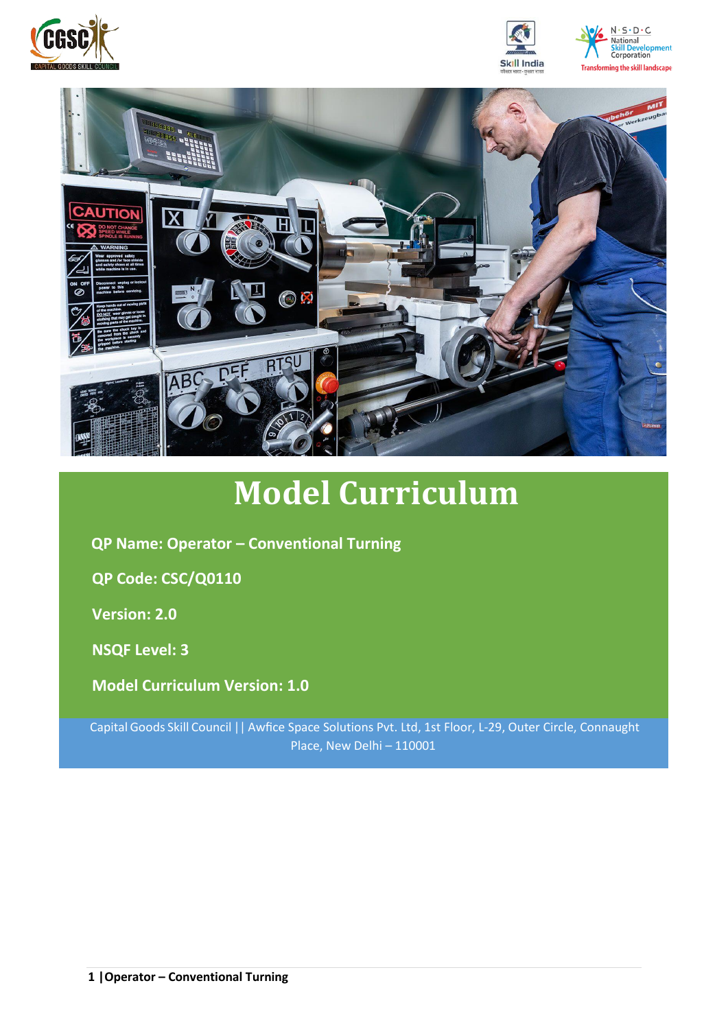# Model Curriculum

**QP Name: Operator – Conventional Turning**

**QP Code: CSC/Q0110**

**Version: 2.0**

**NSQF Level: 3**

**Model Curriculum Version: 1.0**

Capital Goods Skill Council || Awfice Space Solutions Pvt. Ltd, 1st Floor, L-29, Outer Circle, Connaught Place, New Delhi – 110001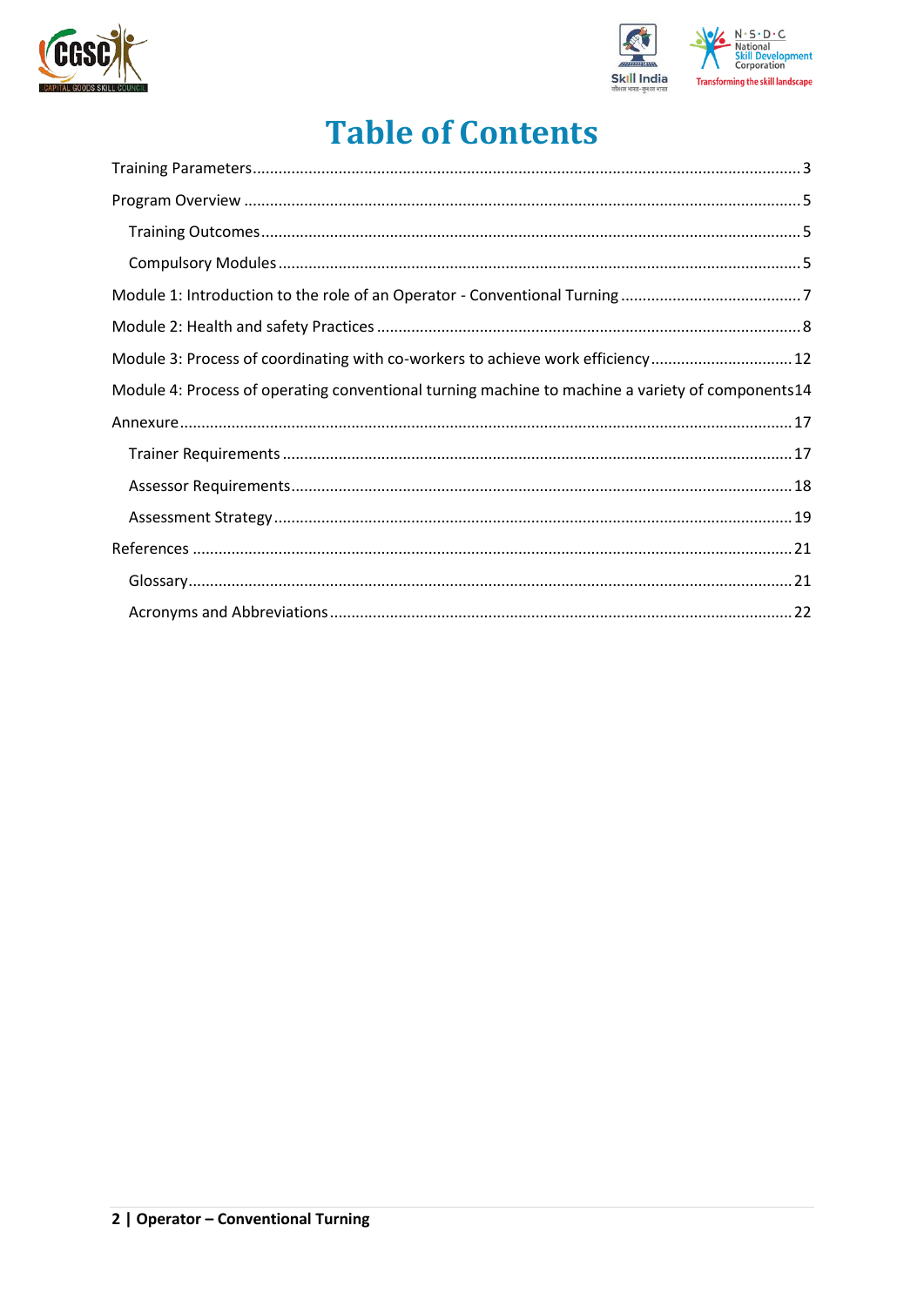# Table of Contents

Training Parameters ........................................................................................................................... 3

Program Overview .............................................................................................................................. 5

- Training Outcomes ......................................................................................................................... 5
- Compulsory Modules ...................................................................................................................... 5

Module 1: Introduction to the role of an Operator - Conventional Turning .......................................... 7

Module 2: Health and safety Practices ................................................................................................ 8

Module 3: Process of coordinating with co-workers to achieve work efficiency ................................ 12

Module 4: Process of operating conventional turning machine to machine a variety of components 14

Annexure ........................................................................................................................................... 17

- Trainer Requirements ................................................................................................................... 17
- Assessor Requirements ................................................................................................................. 18
- Assessment Strategy ..................................................................................................................... 19

References ........................................................................................................................................ 21

- Glossary ......................................................................................................................................... 21
- Acronyms and Abbreviations ........................................................................................................ 22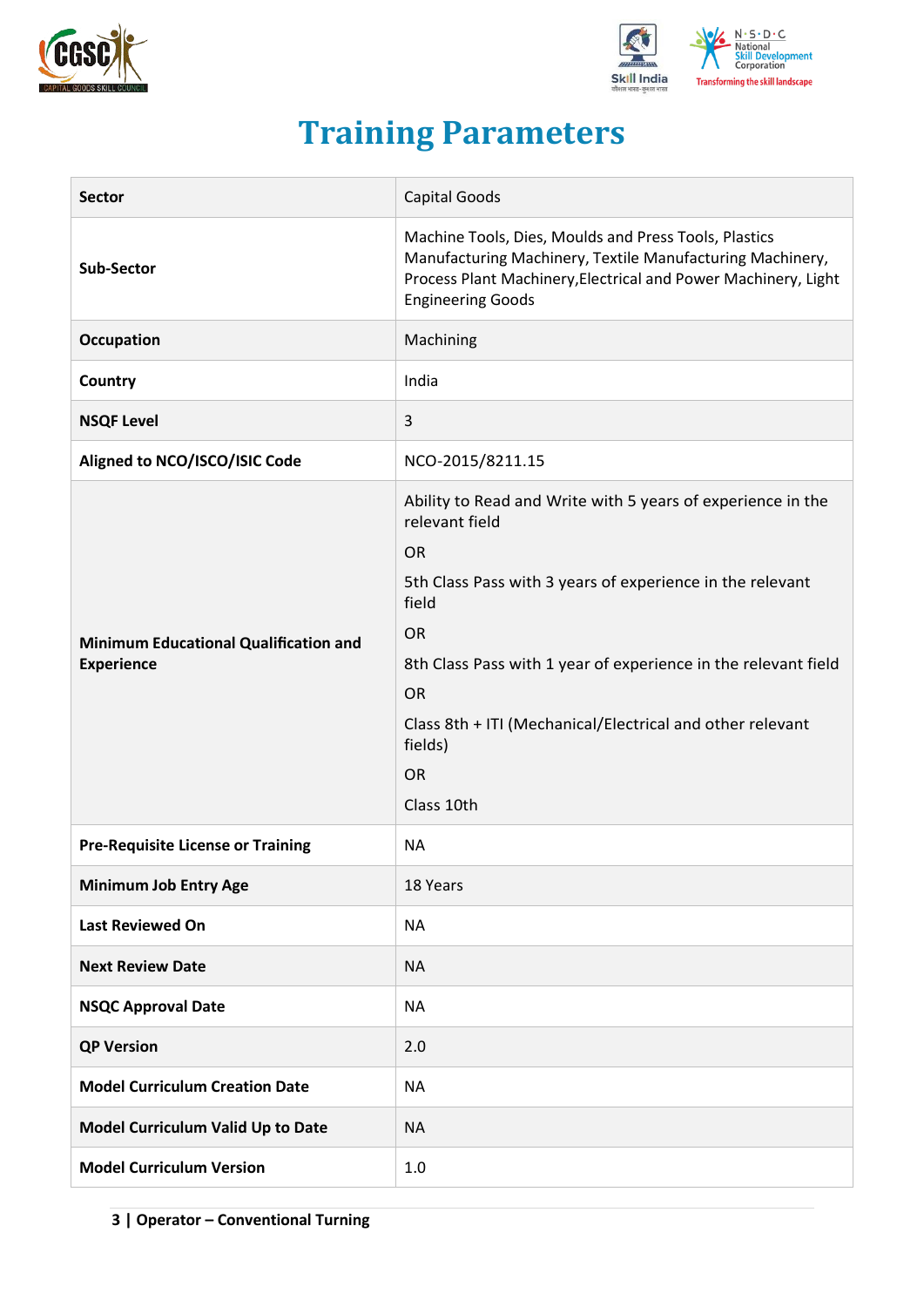# Training Parameters

| | |
|---|---|
| **Sector** | Capital Goods |
| **Sub-Sector** | Machine Tools, Dies, Moulds and Press Tools, Plastics Manufacturing Machinery, Textile Manufacturing Machinery, Process Plant Machinery,Electrical and Power Machinery, Light Engineering Goods |
| **Occupation** | Machining |
| **Country** | India |
| **NSQF Level** | 3 |
| **Aligned to NCO/ISCO/ISIC Code** | NCO-2015/8211.15 |
| **Minimum Educational Qualification and Experience** | Ability to Read and Write with 5 years of experience in the relevant field<br>OR<br>5th Class Pass with 3 years of experience in the relevant field<br>OR<br>8th Class Pass with 1 year of experience in the relevant field<br>OR<br>Class 8th + ITI (Mechanical/Electrical and other relevant fields)<br>OR<br>Class 10th |
| **Pre-Requisite License or Training** | NA |
| **Minimum Job Entry Age** | 18 Years |
| **Last Reviewed On** | NA |
| **Next Review Date** | NA |
| **NSQC Approval Date** | NA |
| **QP Version** | 2.0 |
| **Model Curriculum Creation Date** | NA |
| **Model Curriculum Valid Up to Date** | NA |
| **Model Curriculum Version** | 1.0 |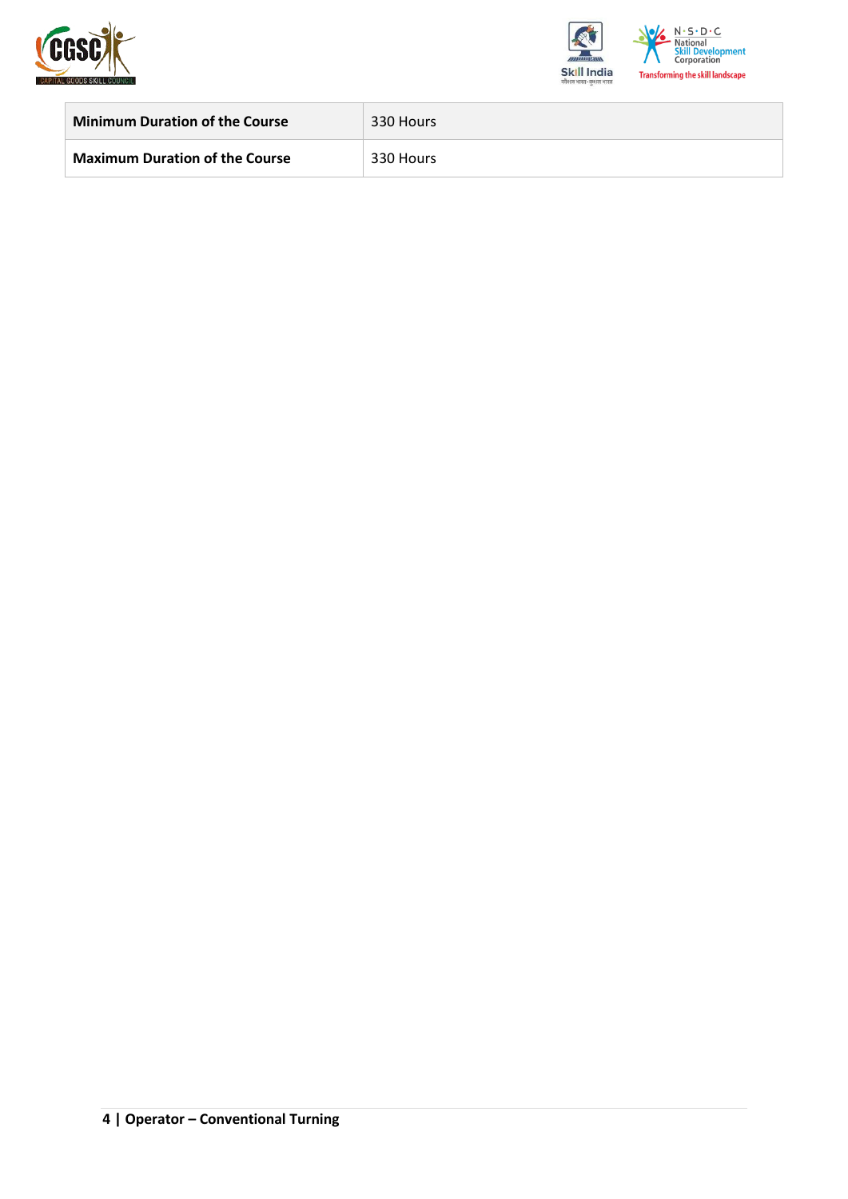| **Minimum Duration of the Course** | 330 Hours |
|---|---|
| **Maximum Duration of the Course** | 330 Hours |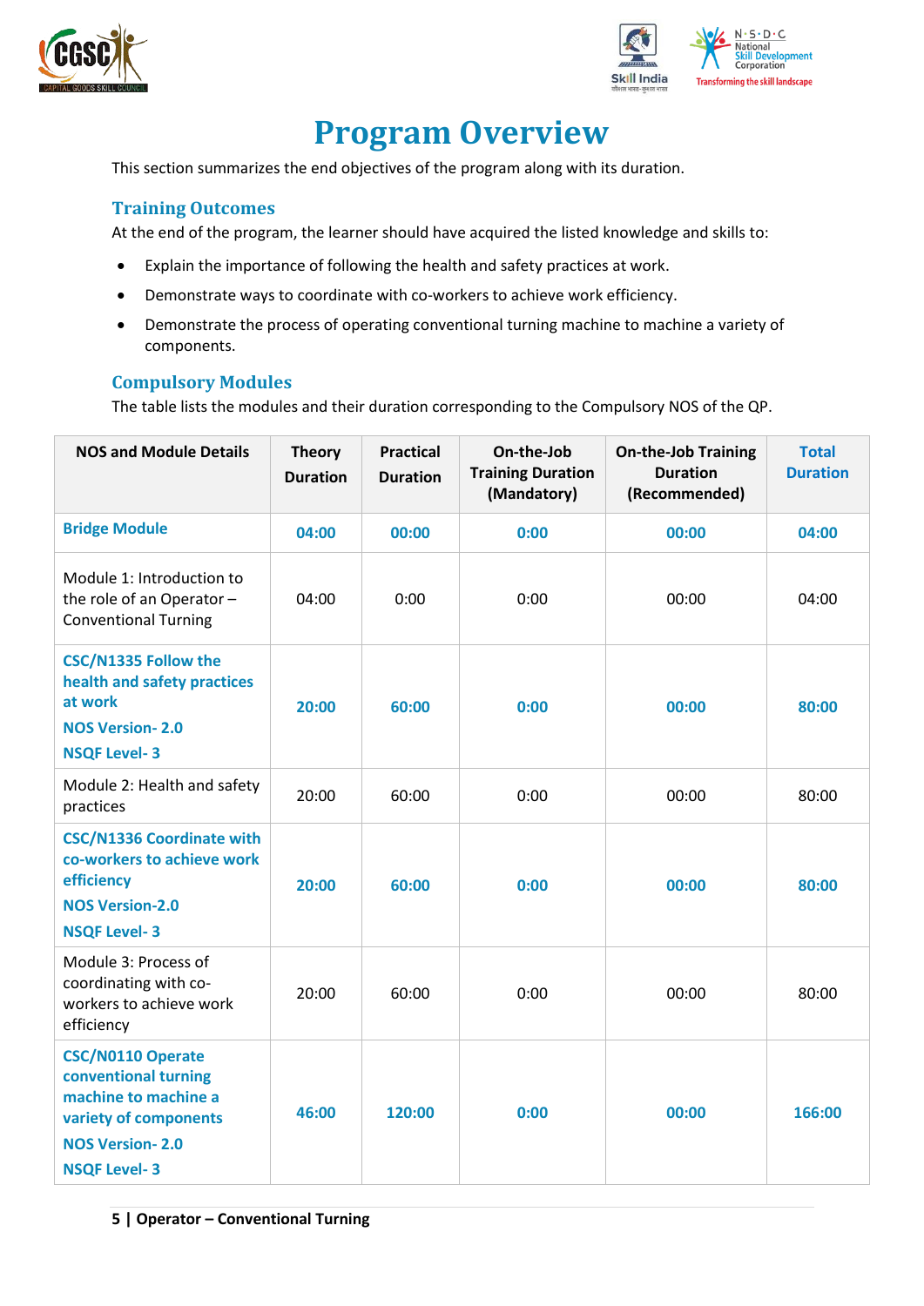# Program Overview

This section summarizes the end objectives of the program along with its duration.

## Training Outcomes

At the end of the program, the learner should have acquired the listed knowledge and skills to:

- Explain the importance of following the health and safety practices at work.
- Demonstrate ways to coordinate with co-workers to achieve work efficiency.
- Demonstrate the process of operating conventional turning machine to machine a variety of components.

## Compulsory Modules

The table lists the modules and their duration corresponding to the Compulsory NOS of the QP.

| NOS and Module Details | Theory Duration | Practical Duration | On-the-Job Training Duration (Mandatory) | On-the-Job Training Duration (Recommended) | Total Duration |
|---|---|---|---|---|---|
| **Bridge Module** | **04:00** | **00:00** | **0:00** | **00:00** | **04:00** |
| Module 1: Introduction to the role of an Operator – Conventional Turning | 04:00 | 0:00 | 0:00 | 00:00 | 04:00 |
| **CSC/N1335 Follow the health and safety practices at work**<br>**NOS Version- 2.0**<br>**NSQF Level- 3** | **20:00** | **60:00** | **0:00** | **00:00** | **80:00** |
| Module 2: Health and safety practices | 20:00 | 60:00 | 0:00 | 00:00 | 80:00 |
| **CSC/N1336 Coordinate with co-workers to achieve work efficiency**<br>**NOS Version-2.0**<br>**NSQF Level- 3** | **20:00** | **60:00** | **0:00** | **00:00** | **80:00** |
| Module 3: Process of coordinating with co-workers to achieve work efficiency | 20:00 | 60:00 | 0:00 | 00:00 | 80:00 |
| **CSC/N0110 Operate conventional turning machine to machine a variety of components**<br>**NOS Version- 2.0**<br>**NSQF Level- 3** | **46:00** | **120:00** | **0:00** | **00:00** | **166:00** |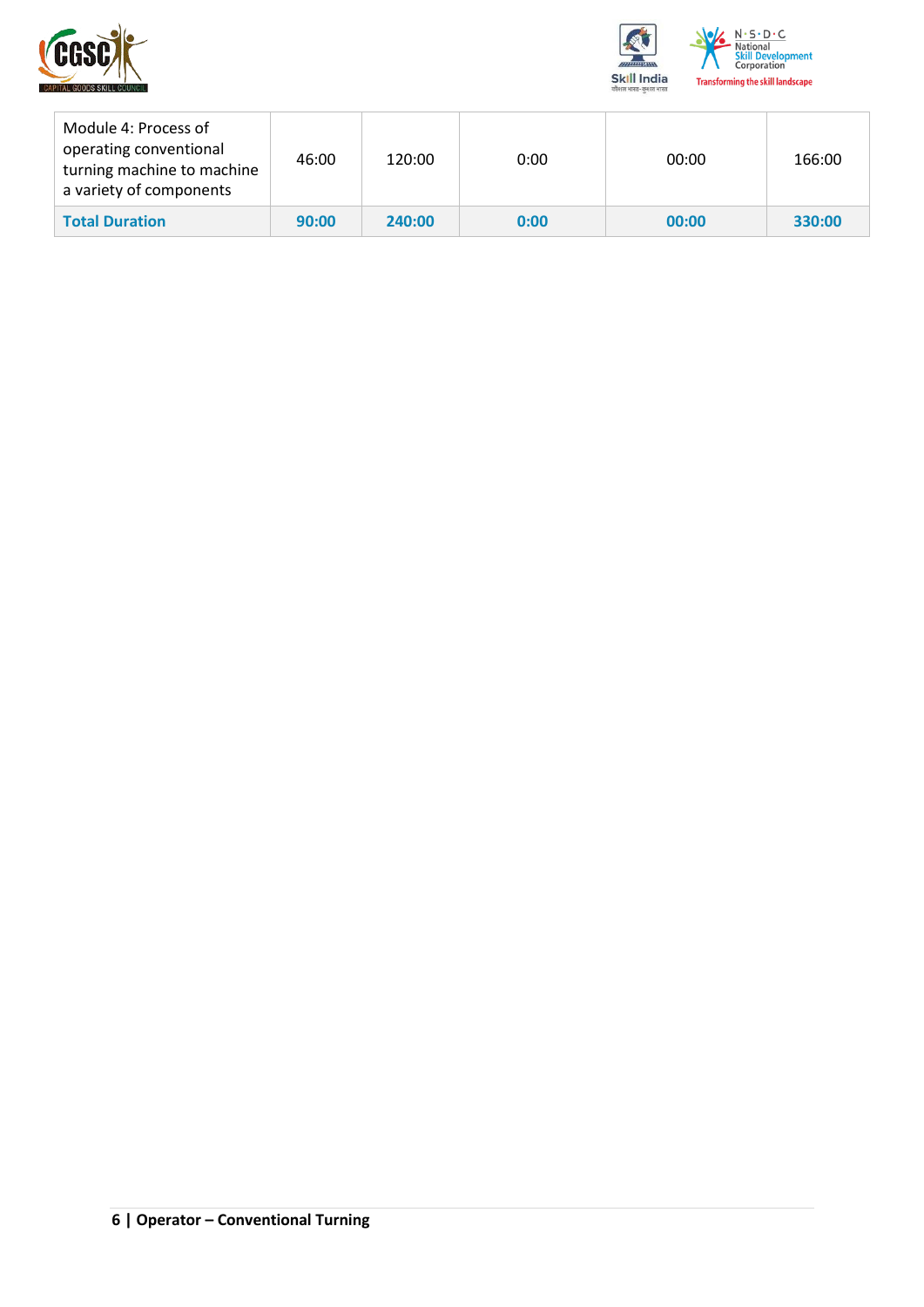| | | | | | |
|---|---|---|---|---|---|
| Module 4: Process of operating conventional turning machine to machine a variety of components | 46:00 | 120:00 | 0:00 | 00:00 | 166:00 |
| **Total Duration** | **90:00** | **240:00** | **0:00** | **00:00** | **330:00** |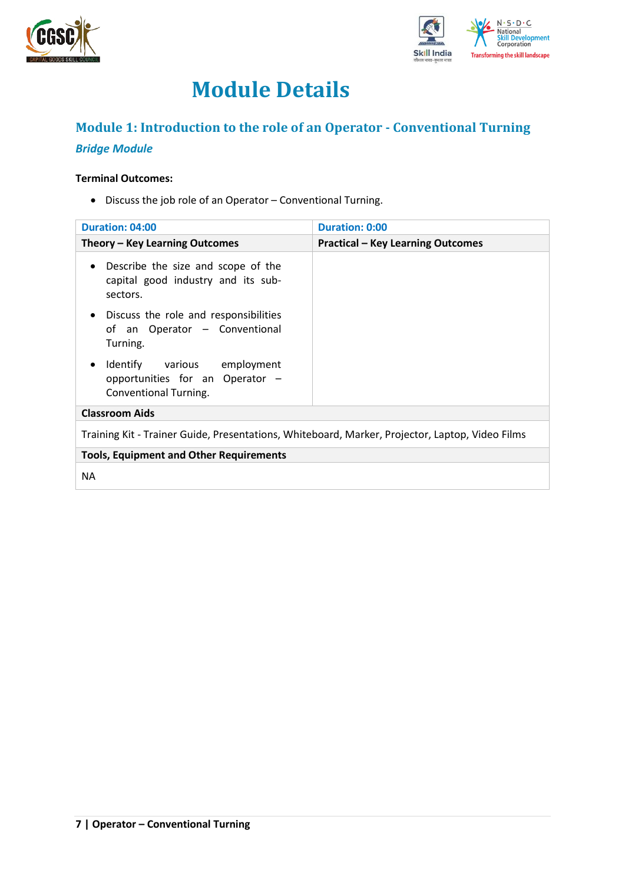# Module Details

## Module 1: Introduction to the role of an Operator - Conventional Turning

***Bridge Module***

**Terminal Outcomes:**

- Discuss the job role of an Operator – Conventional Turning.

| Duration: 04:00 | Duration: 0:00 |
|---|---|
| **Theory – Key Learning Outcomes** | **Practical – Key Learning Outcomes** |
| • Describe the size and scope of the capital good industry and its sub-sectors.<br>• Discuss the role and responsibilities of an Operator – Conventional Turning.<br>• Identify various employment opportunities for an Operator – Conventional Turning. | |
| **Classroom Aids** | |
| Training Kit - Trainer Guide, Presentations, Whiteboard, Marker, Projector, Laptop, Video Films | |
| **Tools, Equipment and Other Requirements** | |
| NA | |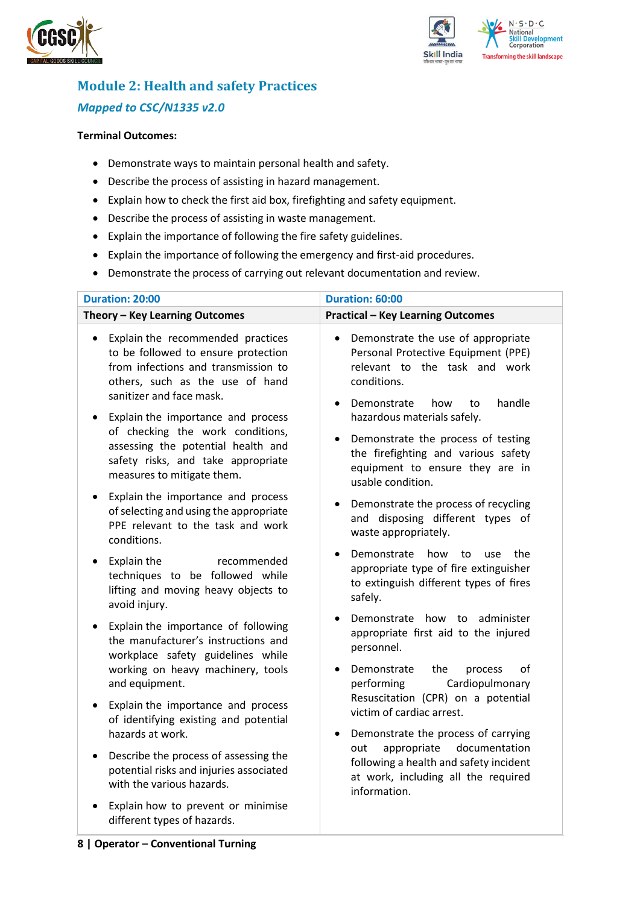## Module 2: Health and safety Practices

### *Mapped to CSC/N1335 v2.0*

**Terminal Outcomes:**

- Demonstrate ways to maintain personal health and safety.
- Describe the process of assisting in hazard management.
- Explain how to check the first aid box, firefighting and safety equipment.
- Describe the process of assisting in waste management.
- Explain the importance of following the fire safety guidelines.
- Explain the importance of following the emergency and first-aid procedures.
- Demonstrate the process of carrying out relevant documentation and review.

| **Duration: 20:00** | **Duration: 60:00** |
|---|---|
| **Theory – Key Learning Outcomes** | **Practical – Key Learning Outcomes** |
| • Explain the recommended practices to be followed to ensure protection from infections and transmission to others, such as the use of hand sanitizer and face mask.<br>• Explain the importance and process of checking the work conditions, assessing the potential health and safety risks, and take appropriate measures to mitigate them.<br>• Explain the importance and process of selecting and using the appropriate PPE relevant to the task and work conditions.<br>• Explain the recommended techniques to be followed while lifting and moving heavy objects to avoid injury.<br>• Explain the importance of following the manufacturer's instructions and workplace safety guidelines while working on heavy machinery, tools and equipment.<br>• Explain the importance and process of identifying existing and potential hazards at work.<br>• Describe the process of assessing the potential risks and injuries associated with the various hazards.<br>• Explain how to prevent or minimise different types of hazards. | • Demonstrate the use of appropriate Personal Protective Equipment (PPE) relevant to the task and work conditions.<br>• Demonstrate how to handle hazardous materials safely.<br>• Demonstrate the process of testing the firefighting and various safety equipment to ensure they are in usable condition.<br>• Demonstrate the process of recycling and disposing different types of waste appropriately.<br>• Demonstrate how to use the appropriate type of fire extinguisher to extinguish different types of fires safely.<br>• Demonstrate how to administer appropriate first aid to the injured personnel.<br>• Demonstrate the process of performing Cardiopulmonary Resuscitation (CPR) on a potential victim of cardiac arrest.<br>• Demonstrate the process of carrying out appropriate documentation following a health and safety incident at work, including all the required information. |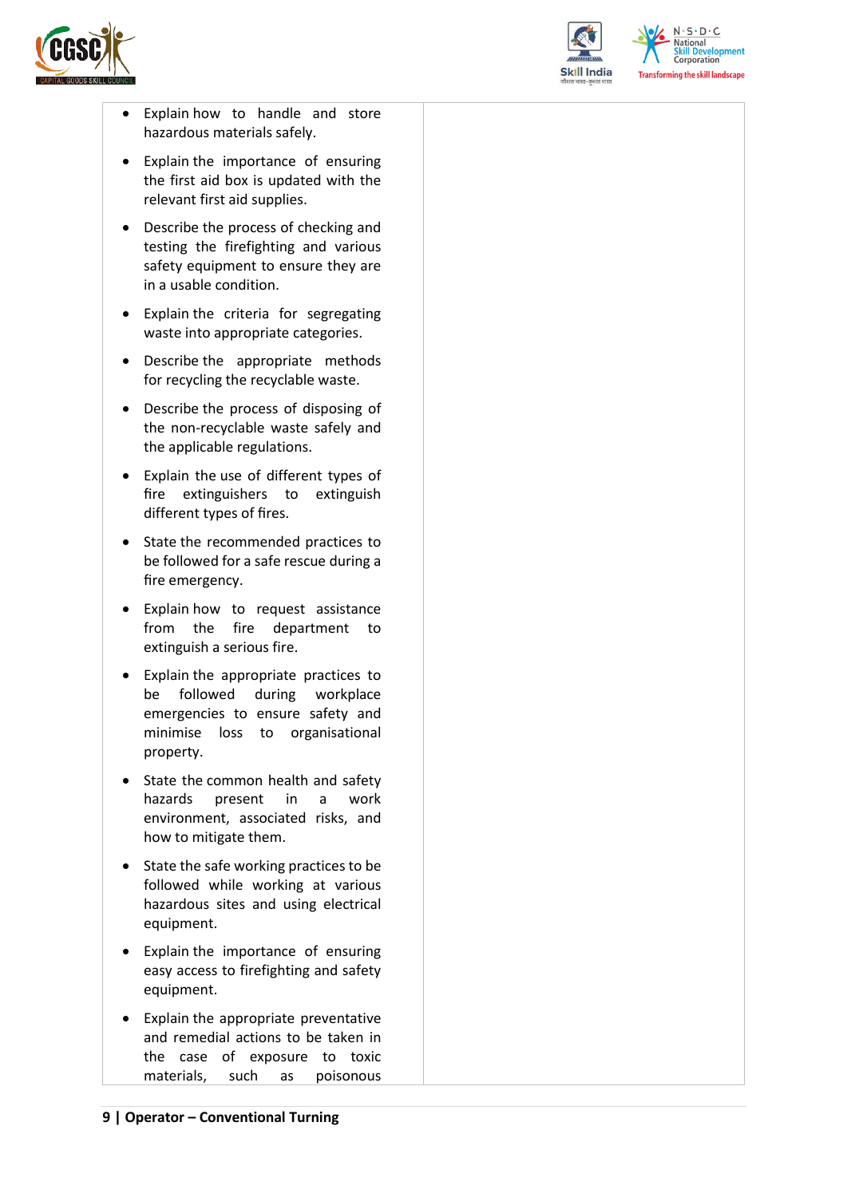|  |  |
|---|---|
| • Explain how to handle and store hazardous materials safely.<br>• Explain the importance of ensuring the first aid box is updated with the relevant first aid supplies.<br>• Describe the process of checking and testing the firefighting and various safety equipment to ensure they are in a usable condition.<br>• Explain the criteria for segregating waste into appropriate categories.<br>• Describe the appropriate methods for recycling the recyclable waste.<br>• Describe the process of disposing of the non-recyclable waste safely and the applicable regulations.<br>• Explain the use of different types of fire extinguishers to extinguish different types of fires.<br>• State the recommended practices to be followed for a safe rescue during a fire emergency.<br>• Explain how to request assistance from the fire department to extinguish a serious fire.<br>• Explain the appropriate practices to be followed during workplace emergencies to ensure safety and minimise loss to organisational property.<br>• State the common health and safety hazards present in a work environment, associated risks, and how to mitigate them.<br>• State the safe working practices to be followed while working at various hazardous sites and using electrical equipment.<br>• Explain the importance of ensuring easy access to firefighting and safety equipment.<br>• Explain the appropriate preventative and remedial actions to be taken in the case of exposure to toxic materials, such as poisonous |  |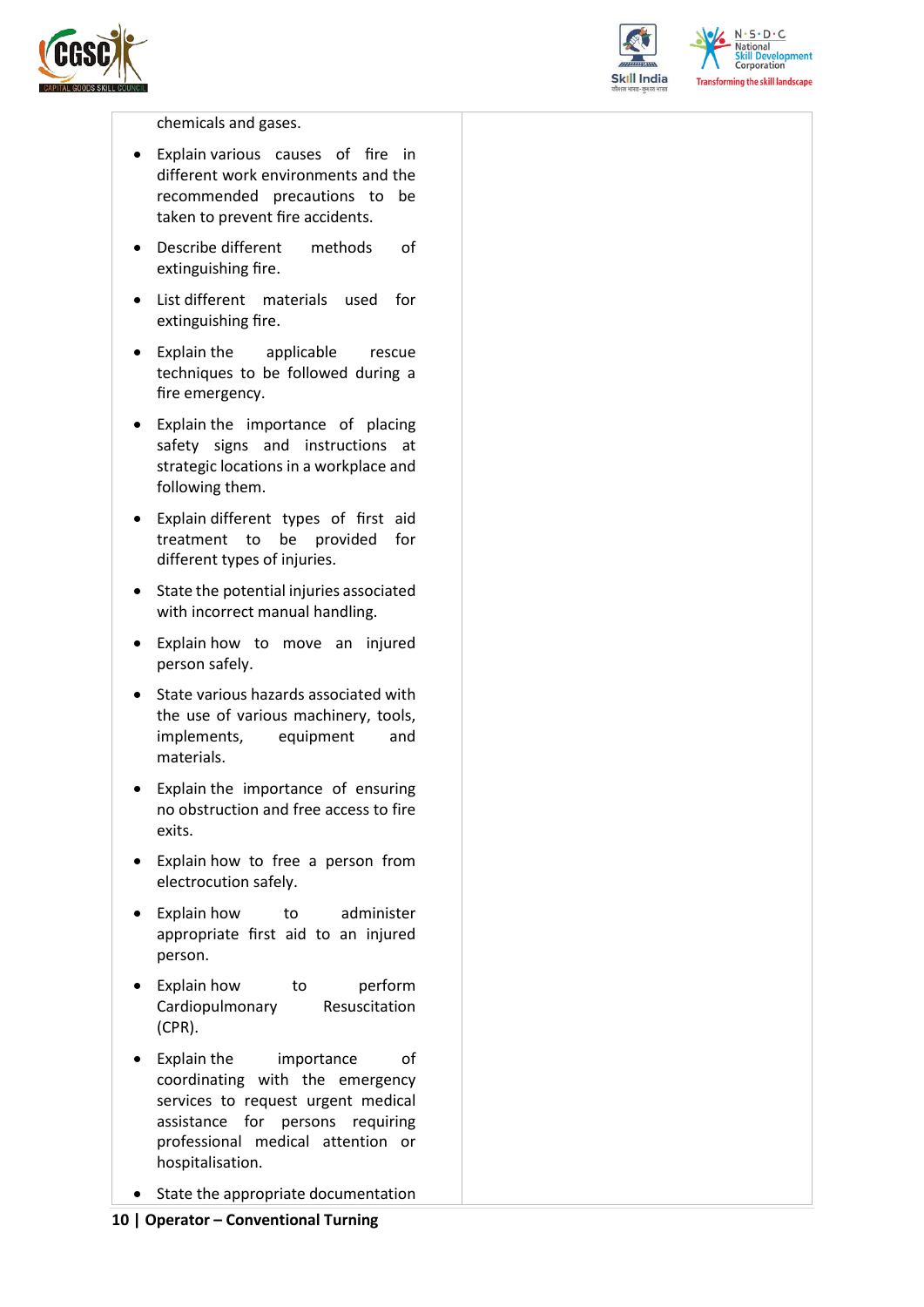| | |
|---|---|
| chemicals and gases.<br>• Explain various causes of fire in different work environments and the recommended precautions to be taken to prevent fire accidents.<br>• Describe different methods of extinguishing fire.<br>• List different materials used for extinguishing fire.<br>• Explain the applicable rescue techniques to be followed during a fire emergency.<br>• Explain the importance of placing safety signs and instructions at strategic locations in a workplace and following them.<br>• Explain different types of first aid treatment to be provided for different types of injuries.<br>• State the potential injuries associated with incorrect manual handling.<br>• Explain how to move an injured person safely.<br>• State various hazards associated with the use of various machinery, tools, implements, equipment and materials.<br>• Explain the importance of ensuring no obstruction and free access to fire exits.<br>• Explain how to free a person from electrocution safely.<br>• Explain how to administer appropriate first aid to an injured person.<br>• Explain how to perform Cardiopulmonary Resuscitation (CPR).<br>• Explain the importance of coordinating with the emergency services to request urgent medical assistance for persons requiring professional medical attention or hospitalisation.<br>• State the appropriate documentation | |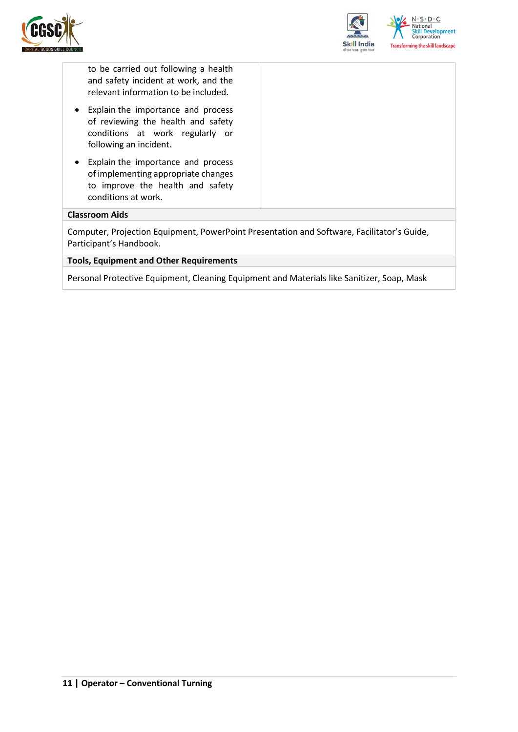| | |
|---|---|
| to be carried out following a health and safety incident at work, and the relevant information to be included.<br>• Explain the importance and process of reviewing the health and safety conditions at work regularly or following an incident.<br>• Explain the importance and process of implementing appropriate changes to improve the health and safety conditions at work. | |

**Classroom Aids**

Computer, Projection Equipment, PowerPoint Presentation and Software, Facilitator's Guide, Participant's Handbook.

**Tools, Equipment and Other Requirements**

Personal Protective Equipment, Cleaning Equipment and Materials like Sanitizer, Soap, Mask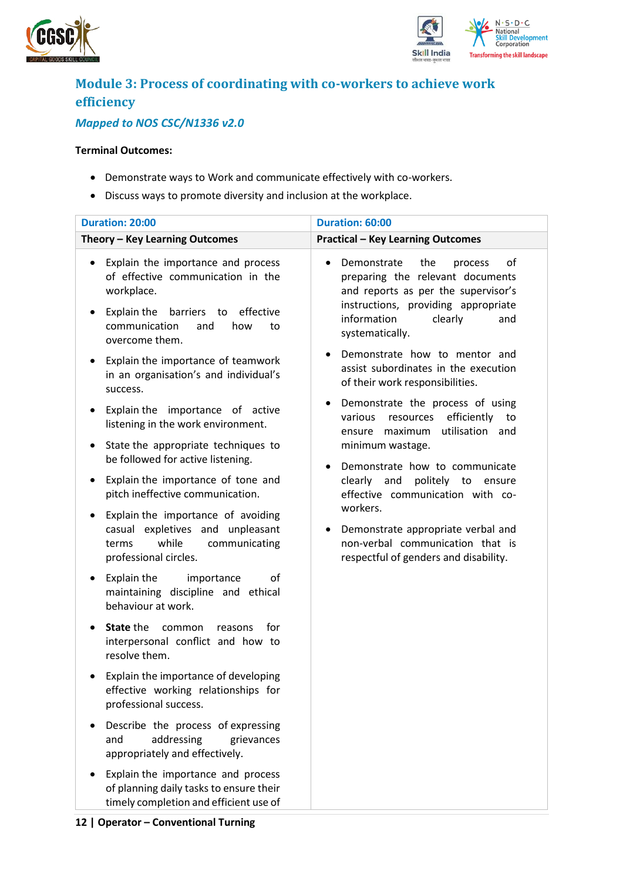## Module 3: Process of coordinating with co-workers to achieve work efficiency

### *Mapped to NOS CSC/N1336 v2.0*

**Terminal Outcomes:**

- Demonstrate ways to Work and communicate effectively with co-workers.
- Discuss ways to promote diversity and inclusion at the workplace.

| Duration: 20:00 | Duration: 60:00 |
|---|---|
| **Theory – Key Learning Outcomes** | **Practical – Key Learning Outcomes** |
| • Explain the importance and process of effective communication in the workplace.<br>• Explain the barriers to effective communication and how to overcome them.<br>• Explain the importance of teamwork in an organisation's and individual's success.<br>• Explain the importance of active listening in the work environment.<br>• State the appropriate techniques to be followed for active listening.<br>• Explain the importance of tone and pitch ineffective communication.<br>• Explain the importance of avoiding casual expletives and unpleasant terms while communicating professional circles.<br>• Explain the importance of maintaining discipline and ethical behaviour at work.<br>• **State** the common reasons for interpersonal conflict and how to resolve them.<br>• Explain the importance of developing effective working relationships for professional success.<br>• Describe the process of expressing and addressing grievances appropriately and effectively.<br>• Explain the importance and process of planning daily tasks to ensure their timely completion and efficient use of | • Demonstrate the process of preparing the relevant documents and reports as per the supervisor's instructions, providing appropriate information clearly and systematically.<br>• Demonstrate how to mentor and assist subordinates in the execution of their work responsibilities.<br>• Demonstrate the process of using various resources efficiently to ensure maximum utilisation and minimum wastage.<br>• Demonstrate how to communicate clearly and politely to ensure effective communication with co-workers.<br>• Demonstrate appropriate verbal and non-verbal communication that is respectful of genders and disability. |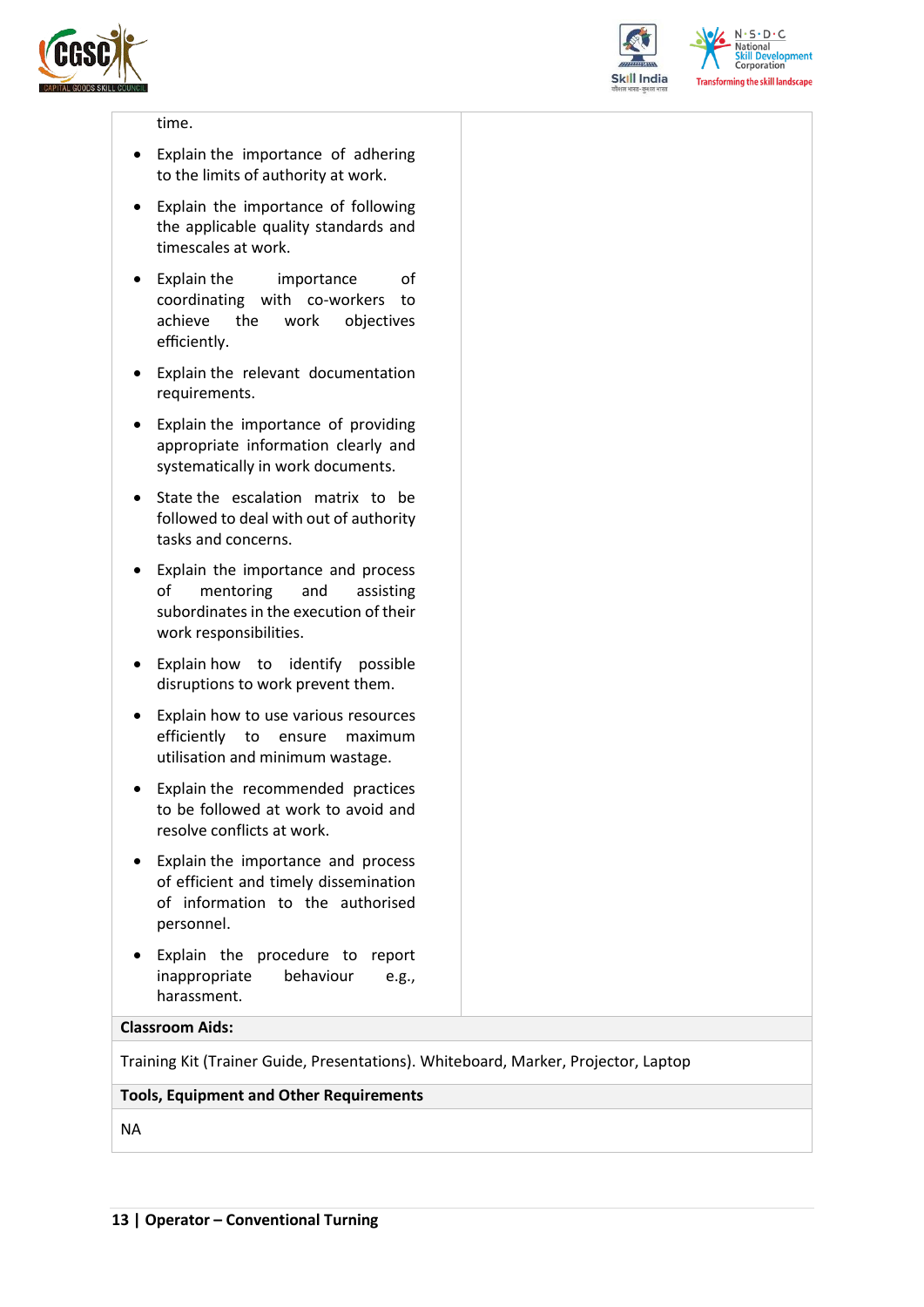| | |
|---|---|
| time.<br>• Explain the importance of adhering to the limits of authority at work.<br>• Explain the importance of following the applicable quality standards and timescales at work.<br>• Explain the importance of coordinating with co-workers to achieve the work objectives efficiently.<br>• Explain the relevant documentation requirements.<br>• Explain the importance of providing appropriate information clearly and systematically in work documents.<br>• State the escalation matrix to be followed to deal with out of authority tasks and concerns.<br>• Explain the importance and process of mentoring and assisting subordinates in the execution of their work responsibilities.<br>• Explain how to identify possible disruptions to work prevent them.<br>• Explain how to use various resources efficiently to ensure maximum utilisation and minimum wastage.<br>• Explain the recommended practices to be followed at work to avoid and resolve conflicts at work.<br>• Explain the importance and process of efficient and timely dissemination of information to the authorised personnel.<br>• Explain the procedure to report inappropriate behaviour e.g., harassment. | |

**Classroom Aids:**

Training Kit (Trainer Guide, Presentations). Whiteboard, Marker, Projector, Laptop

**Tools, Equipment and Other Requirements**

NA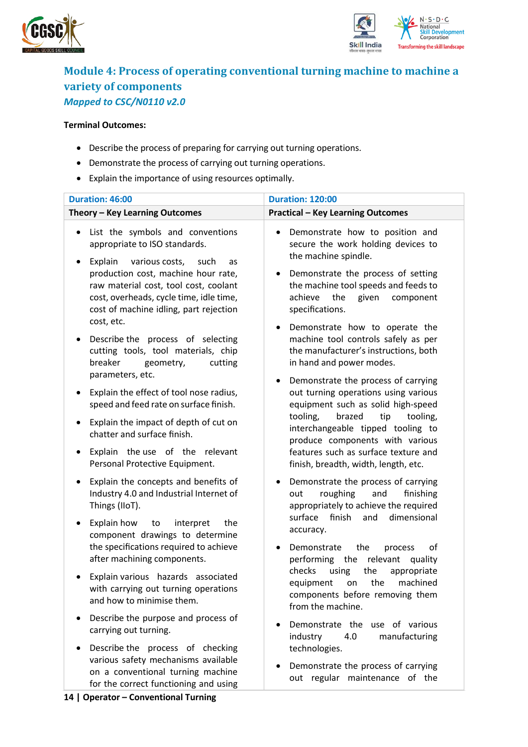## Module 4: Process of operating conventional turning machine to machine a variety of components

*Mapped to CSC/N0110 v2.0*

**Terminal Outcomes:**

- Describe the process of preparing for carrying out turning operations.
- Demonstrate the process of carrying out turning operations.
- Explain the importance of using resources optimally.

| Duration: 46:00 | Duration: 120:00 |
|---|---|
| **Theory – Key Learning Outcomes** | **Practical – Key Learning Outcomes** |
| • List the symbols and conventions appropriate to ISO standards.<br>• Explain various costs, such as production cost, machine hour rate, raw material cost, tool cost, coolant cost, overheads, cycle time, idle time, cost of machine idling, part rejection cost, etc.<br>• Describe the process of selecting cutting tools, tool materials, chip breaker geometry, cutting parameters, etc.<br>• Explain the effect of tool nose radius, speed and feed rate on surface finish.<br>• Explain the impact of depth of cut on chatter and surface finish.<br>• Explain the use of the relevant Personal Protective Equipment.<br>• Explain the concepts and benefits of Industry 4.0 and Industrial Internet of Things (IIoT).<br>• Explain how to interpret the component drawings to determine the specifications required to achieve after machining components.<br>• Explain various hazards associated with carrying out turning operations and how to minimise them.<br>• Describe the purpose and process of carrying out turning.<br>• Describe the process of checking various safety mechanisms available on a conventional turning machine for the correct functioning and using | • Demonstrate how to position and secure the work holding devices to the machine spindle.<br>• Demonstrate the process of setting the machine tool speeds and feeds to achieve the given component specifications.<br>• Demonstrate how to operate the machine tool controls safely as per the manufacturer's instructions, both in hand and power modes.<br>• Demonstrate the process of carrying out turning operations using various equipment such as solid high-speed tooling, brazed tip tooling, interchangeable tipped tooling to produce components with various features such as surface texture and finish, breadth, width, length, etc.<br>• Demonstrate the process of carrying out roughing and finishing appropriately to achieve the required surface finish and dimensional accuracy.<br>• Demonstrate the process of performing the relevant quality checks using the appropriate equipment on the machined components before removing them from the machine.<br>• Demonstrate the use of various industry 4.0 manufacturing technologies.<br>• Demonstrate the process of carrying out regular maintenance of the |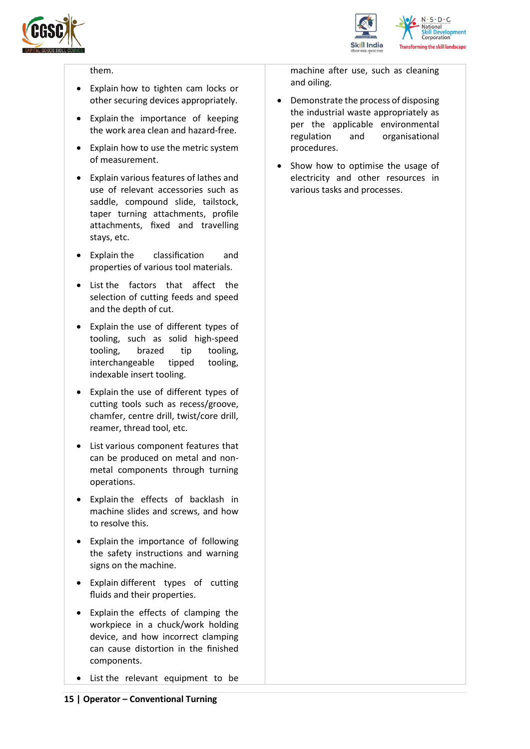| | |
|---|---|
| them.<br><br>• Explain how to tighten cam locks or other securing devices appropriately.<br>• Explain the importance of keeping the work area clean and hazard-free.<br>• Explain how to use the metric system of measurement.<br>• Explain various features of lathes and use of relevant accessories such as saddle, compound slide, tailstock, taper turning attachments, profile attachments, fixed and travelling stays, etc.<br>• Explain the classification and properties of various tool materials.<br>• List the factors that affect the selection of cutting feeds and speed and the depth of cut.<br>• Explain the use of different types of tooling, such as solid high-speed tooling, brazed tip tooling, interchangeable tipped tooling, indexable insert tooling.<br>• Explain the use of different types of cutting tools such as recess/groove, chamfer, centre drill, twist/core drill, reamer, thread tool, etc.<br>• List various component features that can be produced on metal and non-metal components through turning operations.<br>• Explain the effects of backlash in machine slides and screws, and how to resolve this.<br>• Explain the importance of following the safety instructions and warning signs on the machine.<br>• Explain different types of cutting fluids and their properties.<br>• Explain the effects of clamping the workpiece in a chuck/work holding device, and how incorrect clamping can cause distortion in the finished components.<br>• List the relevant equipment to be | machine after use, such as cleaning and oiling.<br><br>• Demonstrate the process of disposing the industrial waste appropriately as per the applicable environmental regulation and organisational procedures.<br>• Show how to optimise the usage of electricity and other resources in various tasks and processes. |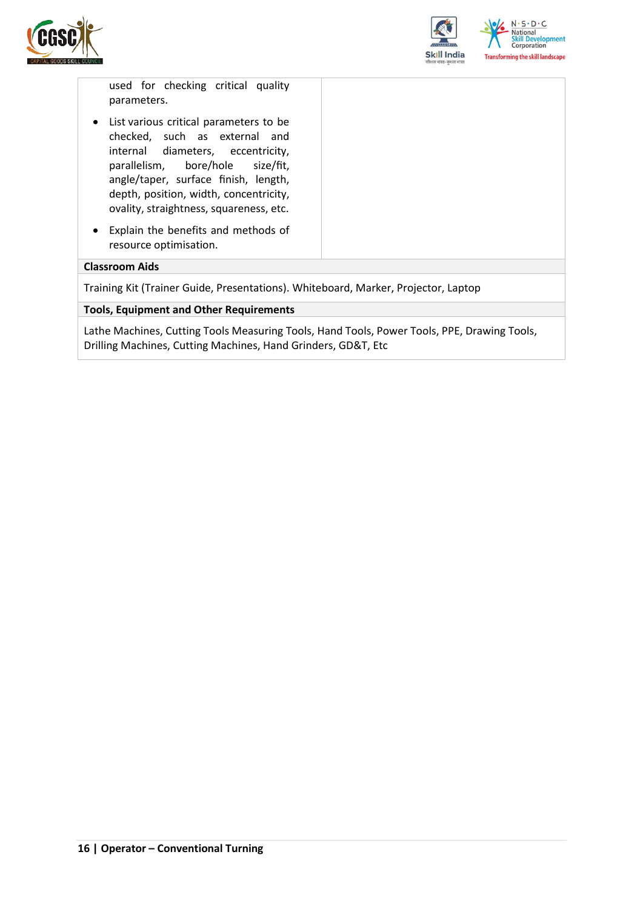| | |
|---|---|
| used for checking critical quality parameters.<br>• List various critical parameters to be checked, such as external and internal diameters, eccentricity, parallelism, bore/hole size/fit, angle/taper, surface finish, length, depth, position, width, concentricity, ovality, straightness, squareness, etc.<br>• Explain the benefits and methods of resource optimisation. | |

**Classroom Aids**

Training Kit (Trainer Guide, Presentations). Whiteboard, Marker, Projector, Laptop

**Tools, Equipment and Other Requirements**

Lathe Machines, Cutting Tools Measuring Tools, Hand Tools, Power Tools, PPE, Drawing Tools, Drilling Machines, Cutting Machines, Hand Grinders, GD&T, Etc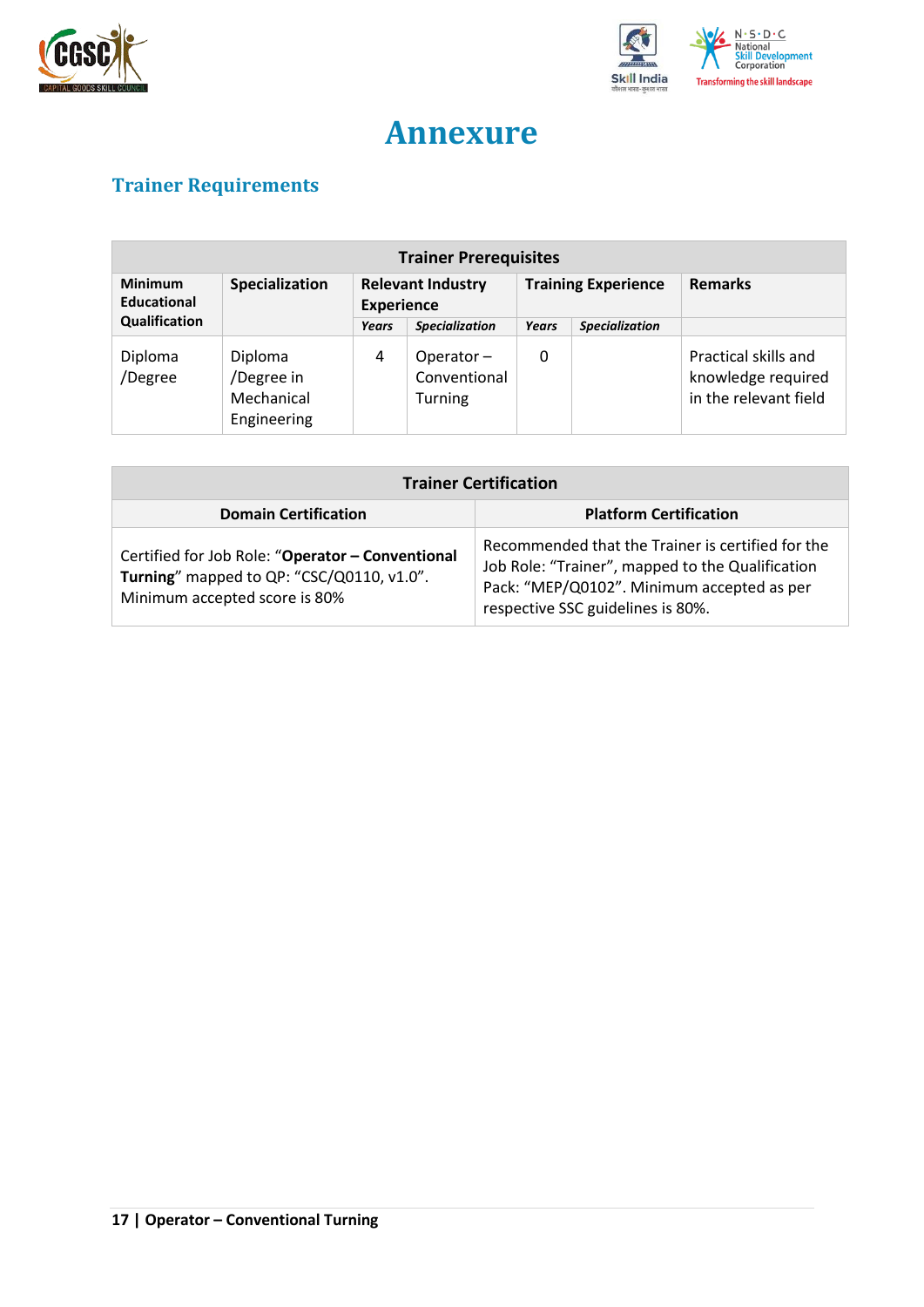# Annexure

## Trainer Requirements

| Trainer Prerequisites | | | | | | |
|---|---|---|---|---|---|---|
| **Minimum Educational Qualification** | **Specialization** | **Relevant Industry Experience** | | **Training Experience** | | **Remarks** |
| | | ***Years*** | ***Specialization*** | ***Years*** | ***Specialization*** | |
| Diploma /Degree | Diploma /Degree in Mechanical Engineering | 4 | Operator – Conventional Turning | 0 | | Practical skills and knowledge required in the relevant field |

| Trainer Certification | |
|---|---|
| **Domain Certification** | **Platform Certification** |
| Certified for Job Role: "**Operator – Conventional Turning**" mapped to QP: "CSC/Q0110, v1.0". Minimum accepted score is 80% | Recommended that the Trainer is certified for the Job Role: "Trainer", mapped to the Qualification Pack: "MEP/Q0102". Minimum accepted as per respective SSC guidelines is 80%. |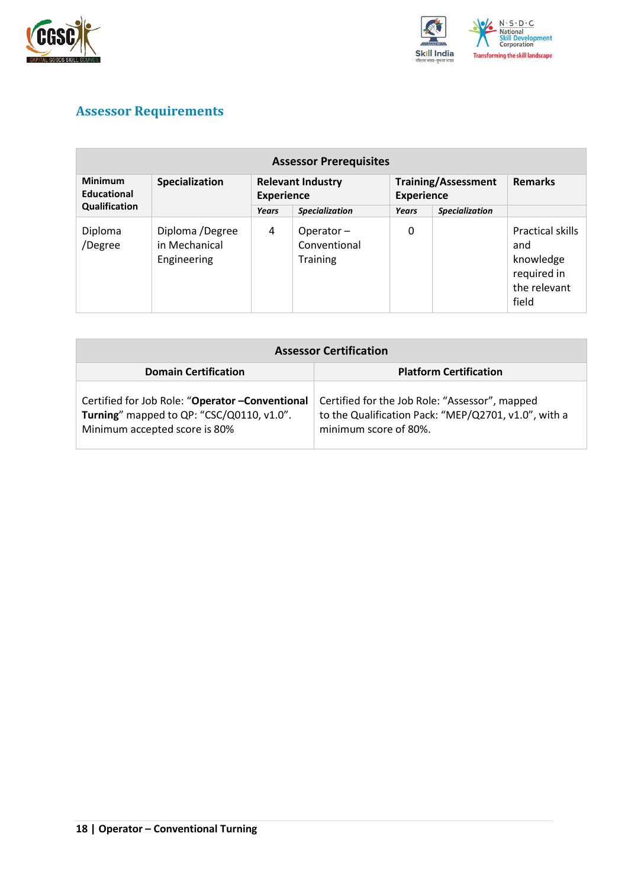## Assessor Requirements

| Assessor Prerequisites | | | | | | |
|---|---|---|---|---|---|---|
| **Minimum Educational Qualification** | **Specialization** | **Relevant Industry Experience** | | **Training/Assessment Experience** | | **Remarks** |
| | | ***Years*** | ***Specialization*** | ***Years*** | ***Specialization*** | |
| Diploma /Degree | Diploma /Degree in Mechanical Engineering | 4 | Operator – Conventional Training | 0 | | Practical skills and knowledge required in the relevant field |

| Assessor Certification | |
|---|---|
| **Domain Certification** | **Platform Certification** |
| Certified for Job Role: "**Operator –Conventional Turning**" mapped to QP: "CSC/Q0110, v1.0". Minimum accepted score is 80% | Certified for the Job Role: "Assessor", mapped to the Qualification Pack: "MEP/Q2701, v1.0", with a minimum score of 80%. |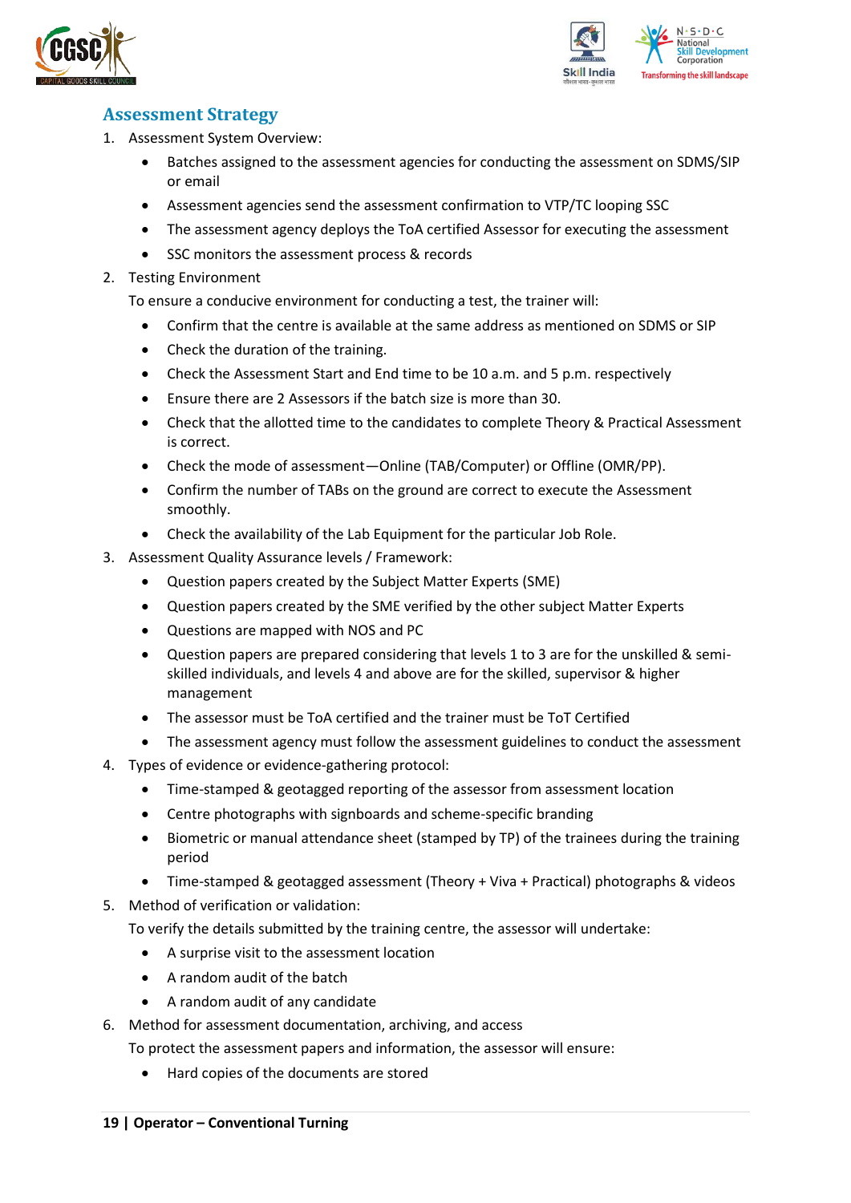## Assessment Strategy

1. Assessment System Overview:
    - Batches assigned to the assessment agencies for conducting the assessment on SDMS/SIP or email
    - Assessment agencies send the assessment confirmation to VTP/TC looping SSC
    - The assessment agency deploys the ToA certified Assessor for executing the assessment
    - SSC monitors the assessment process & records
2. Testing Environment

    To ensure a conducive environment for conducting a test, the trainer will:
    - Confirm that the centre is available at the same address as mentioned on SDMS or SIP
    - Check the duration of the training.
    - Check the Assessment Start and End time to be 10 a.m. and 5 p.m. respectively
    - Ensure there are 2 Assessors if the batch size is more than 30.
    - Check that the allotted time to the candidates to complete Theory & Practical Assessment is correct.
    - Check the mode of assessment—Online (TAB/Computer) or Offline (OMR/PP).
    - Confirm the number of TABs on the ground are correct to execute the Assessment smoothly.
    - Check the availability of the Lab Equipment for the particular Job Role.
3. Assessment Quality Assurance levels / Framework:
    - Question papers created by the Subject Matter Experts (SME)
    - Question papers created by the SME verified by the other subject Matter Experts
    - Questions are mapped with NOS and PC
    - Question papers are prepared considering that levels 1 to 3 are for the unskilled & semi-skilled individuals, and levels 4 and above are for the skilled, supervisor & higher management
    - The assessor must be ToA certified and the trainer must be ToT Certified
    - The assessment agency must follow the assessment guidelines to conduct the assessment
4. Types of evidence or evidence-gathering protocol:
    - Time-stamped & geotagged reporting of the assessor from assessment location
    - Centre photographs with signboards and scheme-specific branding
    - Biometric or manual attendance sheet (stamped by TP) of the trainees during the training period
    - Time-stamped & geotagged assessment (Theory + Viva + Practical) photographs & videos
5. Method of verification or validation:

    To verify the details submitted by the training centre, the assessor will undertake:
    - A surprise visit to the assessment location
    - A random audit of the batch
    - A random audit of any candidate
6. Method for assessment documentation, archiving, and access

    To protect the assessment papers and information, the assessor will ensure:
    - Hard copies of the documents are stored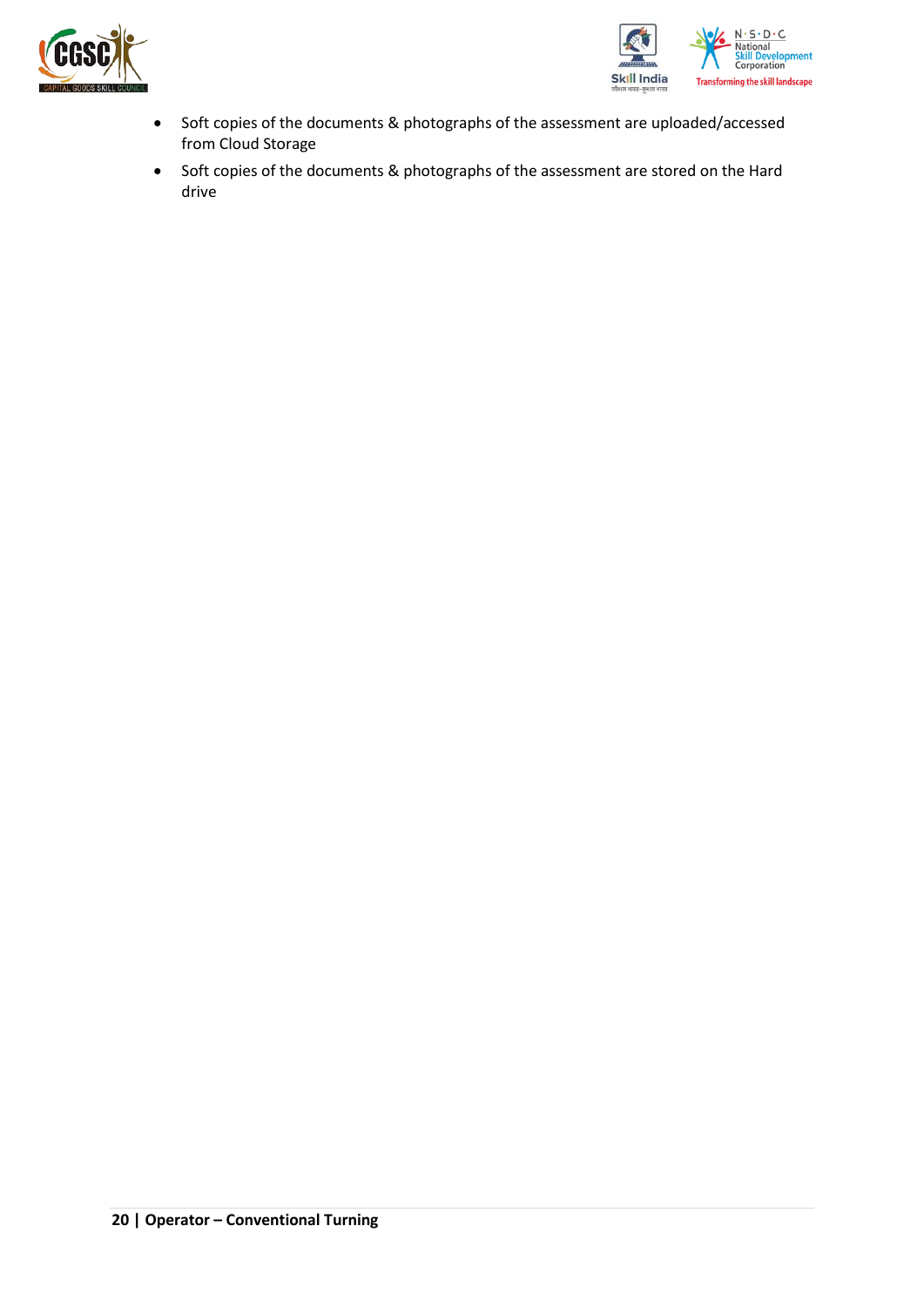- Soft copies of the documents & photographs of the assessment are uploaded/accessed from Cloud Storage
- Soft copies of the documents & photographs of the assessment are stored on the Hard drive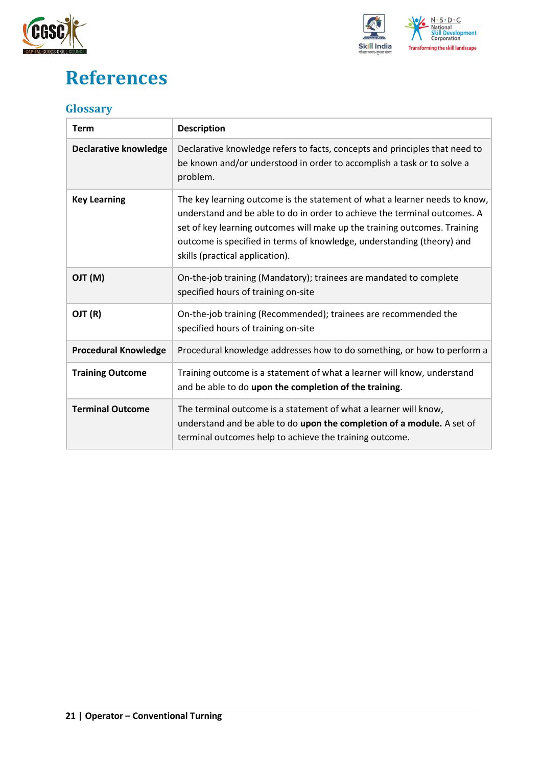# References

## Glossary

| Term | Description |
|---|---|
| **Declarative knowledge** | Declarative knowledge refers to facts, concepts and principles that need to be known and/or understood in order to accomplish a task or to solve a problem. |
| **Key Learning** | The key learning outcome is the statement of what a learner needs to know, understand and be able to do in order to achieve the terminal outcomes. A set of key learning outcomes will make up the training outcomes. Training outcome is specified in terms of knowledge, understanding (theory) and skills (practical application). |
| **OJT (M)** | On-the-job training (Mandatory); trainees are mandated to complete specified hours of training on-site |
| **OJT (R)** | On-the-job training (Recommended); trainees are recommended the specified hours of training on-site |
| **Procedural Knowledge** | Procedural knowledge addresses how to do something, or how to perform a |
| **Training Outcome** | Training outcome is a statement of what a learner will know, understand and be able to do **upon the completion of the training**. |
| **Terminal Outcome** | The terminal outcome is a statement of what a learner will know, understand and be able to do **upon the completion of a module.** A set of terminal outcomes help to achieve the training outcome. |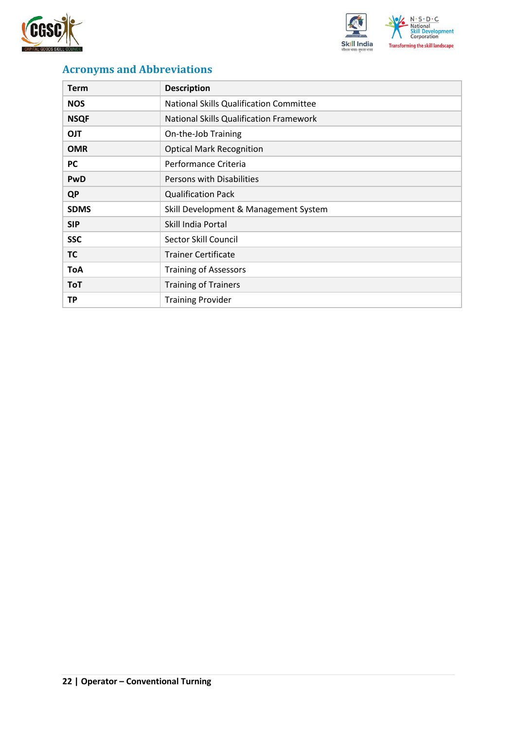## Acronyms and Abbreviations

| Term | Description |
|---|---|
| **NOS** | National Skills Qualification Committee |
| **NSQF** | National Skills Qualification Framework |
| **OJT** | On-the-Job Training |
| **OMR** | Optical Mark Recognition |
| **PC** | Performance Criteria |
| **PwD** | Persons with Disabilities |
| **QP** | Qualification Pack |
| **SDMS** | Skill Development & Management System |
| **SIP** | Skill India Portal |
| **SSC** | Sector Skill Council |
| **TC** | Trainer Certificate |
| **ToA** | Training of Assessors |
| **ToT** | Training of Trainers |
| **TP** | Training Provider |